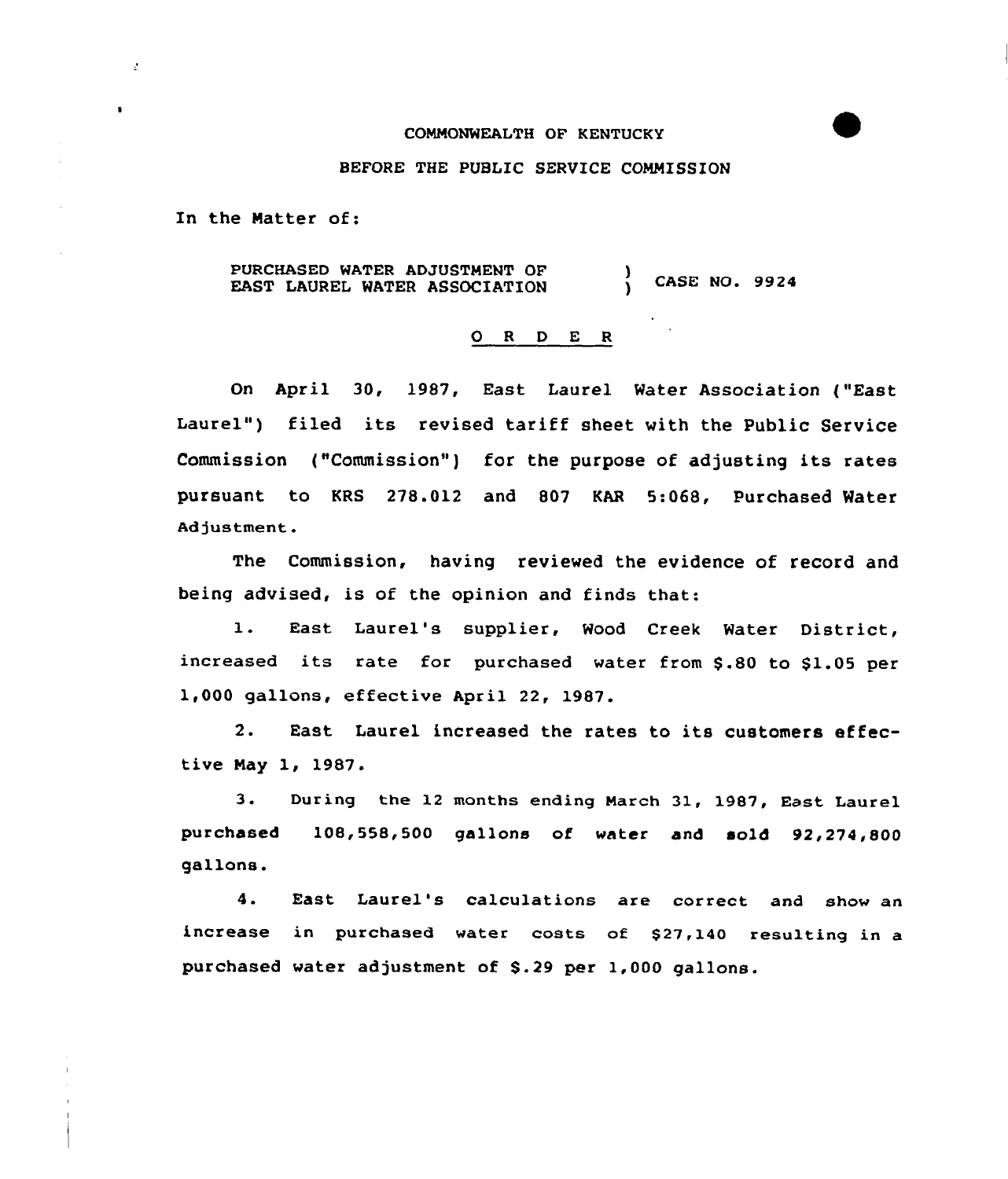COMMONWEALTH OF KENTUCKY

BEFORE THE PUBLIC SERVICE COMMISSION

In the Matter of:

PURCHASED WATER ADJUSTMENT OF EAST LAUREL WATER ASSOCIATION ) CASE NO. 9924

## O R D E R

On April 30, 1987, East Laurel Water Association ("East Laurel") filed its revised tariff sheet with the Public Service Commission ("Commission") for the purpose of adjusting its rates pursuant to KRS 278.012 and 807 KAR 5:068, Purchased Water Adjustment.

The Commission, having reviewed the evidence of record and being advised, is of the opinion and finds that:

1. East Laurel's supplier, Wood Creek Water District, increased its rate for purchased water from $.80 to $1.05 per 1,000 gallons, effective April 22, 1987.

2. East Laurel increased the rates to its customers effective May 1, 1987.

3. During the 12 months ending March 31, 1987, East Laurel purchased 108,558,500 gallons of water and sold 92,274,800 gallons.

4. East Laurel's calculations are correct and show an increase in purchased water costs of $27,140 resulting in a purchased water adjustment of $.29 per 1,000 gallons.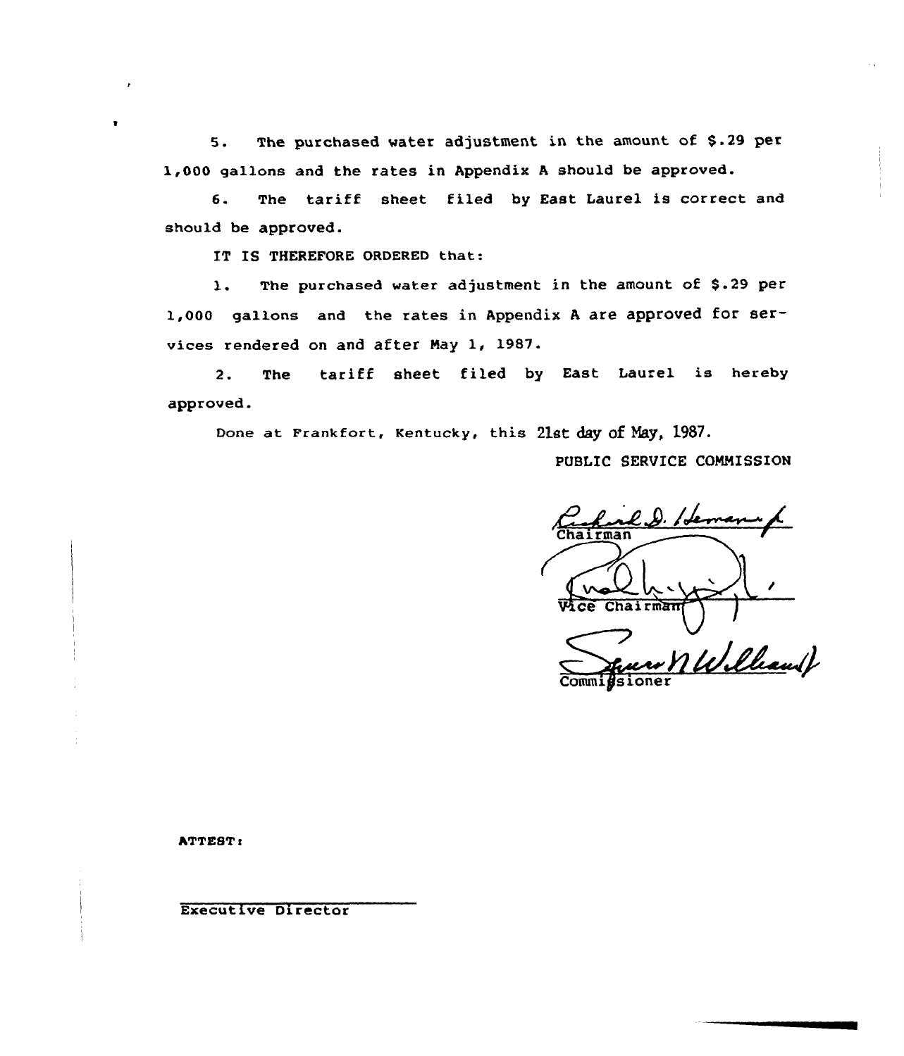5. The purchased water adjustment in the amount of $.29 per 1,000 gallons and the rates in Appendix A should be approved.

6. The tariff sheet filed by East Laurel is correct and should be approved.

IT IS THEREFORE ORDERED that:

1. The purchased water adjustment in the amount of $.29 per 1,000 gallons and the rates in Appendix A are approved for services rendered on and after May 1, 1987.

2. The tariff sheet filed by East Laurel is hereby approved.

Done at Frankfort, Kentucky, this 21st day of May, 1987.

PUBLIC SERVICE COMMISSION

Chairman

Vice Chairman

Commissioner

ATTEST:

Executive Director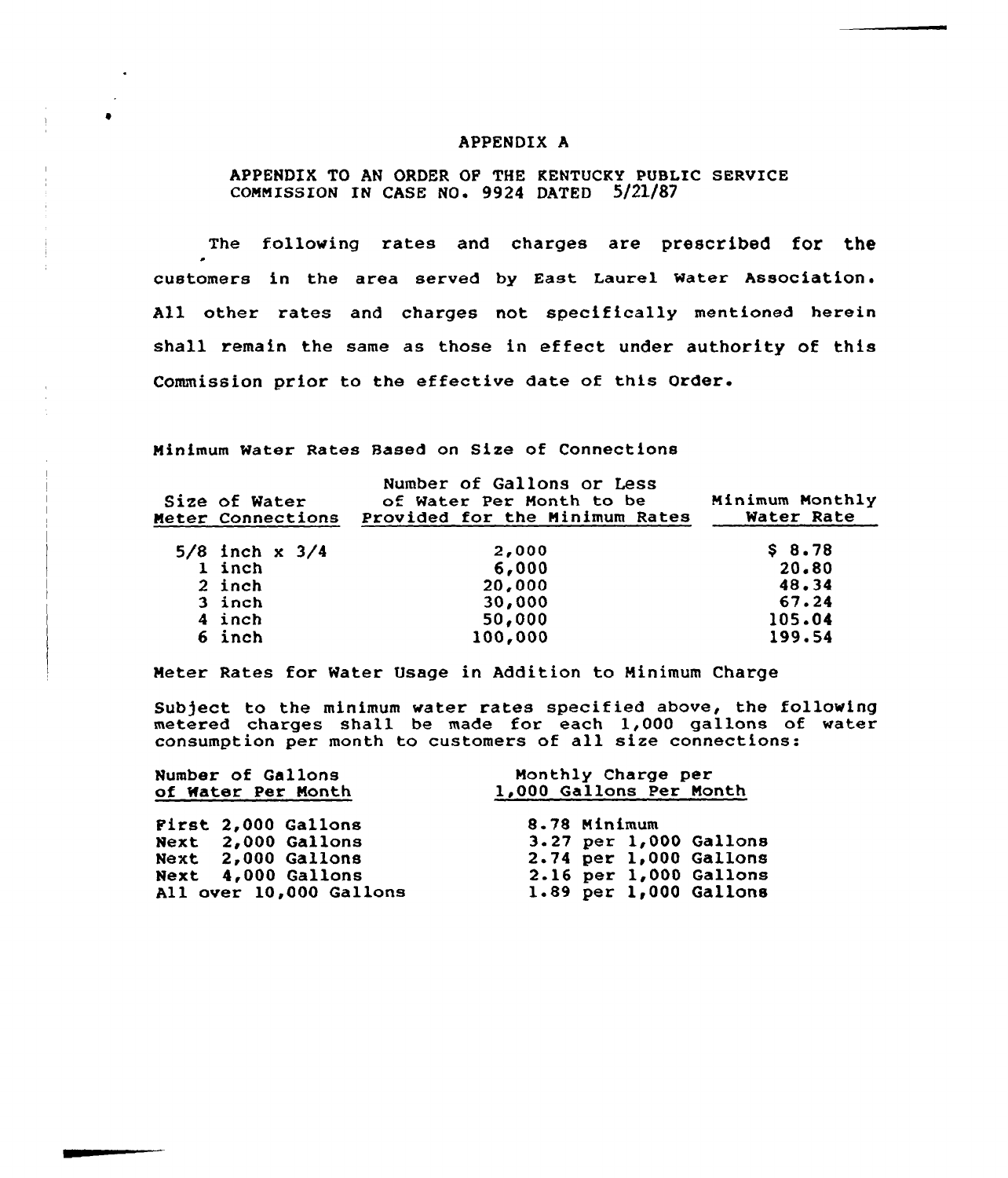# APPENDIX A

APPENDIX TO AN ORDER OF THE KENTUCKY PUBLIC SERVICE COMMISSION IN CASE NO. 9924 DATED 5/21/87

The following rates and charges are prescribed for the customers in the area served by East Laurel Water Association. All other rates and charges not specifically mentioned herein shall remain the same as those in effect under authority of this Commission prior to the effective date of this Order.

Minimum Water Rates Based on Size of Connections

| Size of Water Meter Connections | Number of Gallons or Less of Water Per Month to be Provided for the Minimum Rates | Minimum Monthly Water Rate |
|---|---|---|
| 5/8 inch x 3/4 | 2,000 | $ 8.78 |
| 1 inch | 6,000 | 20.80 |
| 2 inch | 20,000 | 48.34 |
| 3 inch | 30,000 | 67.24 |
| 4 inch | 50,000 | 105.04 |
| 6 inch | 100,000 | 199.54 |

Meter Rates for Water Usage in Addition to Minimum Charge

Subject to the minimum water rates specified above, the following metered charges shall be made for each 1,000 gallons of water consumption per month to customers of all size connections:

| Number of Gallons of Water Per Month | Monthly Charge per 1,000 Gallons Per Month |
|---|---|
| First 2,000 Gallons | 8.78 Minimum |
| Next 2,000 Gallons | 3.27 per 1,000 Gallons |
| Next 2,000 Gallons | 2.74 per 1,000 Gallons |
| Next 4,000 Gallons | 2.16 per 1,000 Gallons |
| All over 10,000 Gallons | 1.89 per 1,000 Gallons |